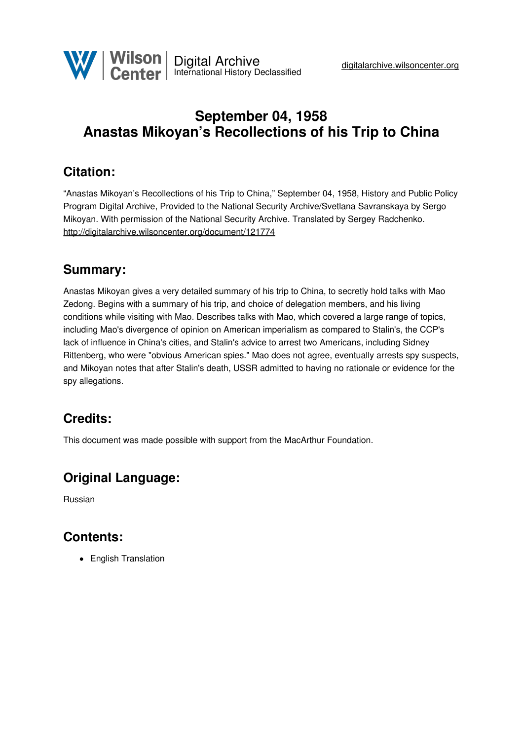# September 04, 1958
# Anastas Mikoyan's Recollections of his Trip to China

## Citation:

"Anastas Mikoyan's Recollections of his Trip to China," September 04, 1958, History and Public Policy Program Digital Archive, Provided to the National Security Archive/Svetlana Savranskaya by Sergo Mikoyan. With permission of the National Security Archive. Translated by Sergey Radchenko. http://digitalarchive.wilsoncenter.org/document/121774

## Summary:

Anastas Mikoyan gives a very detailed summary of his trip to China, to secretly hold talks with Mao Zedong. Begins with a summary of his trip, and choice of delegation members, and his living conditions while visiting with Mao. Describes talks with Mao, which covered a large range of topics, including Mao's divergence of opinion on American imperialism as compared to Stalin's, the CCP's lack of influence in China's cities, and Stalin's advice to arrest two Americans, including Sidney Rittenberg, who were "obvious American spies." Mao does not agree, eventually arrests spy suspects, and Mikoyan notes that after Stalin's death, USSR admitted to having no rationale or evidence for the spy allegations.

## Credits:

This document was made possible with support from the MacArthur Foundation.

## Original Language:

Russian

## Contents:

- English Translation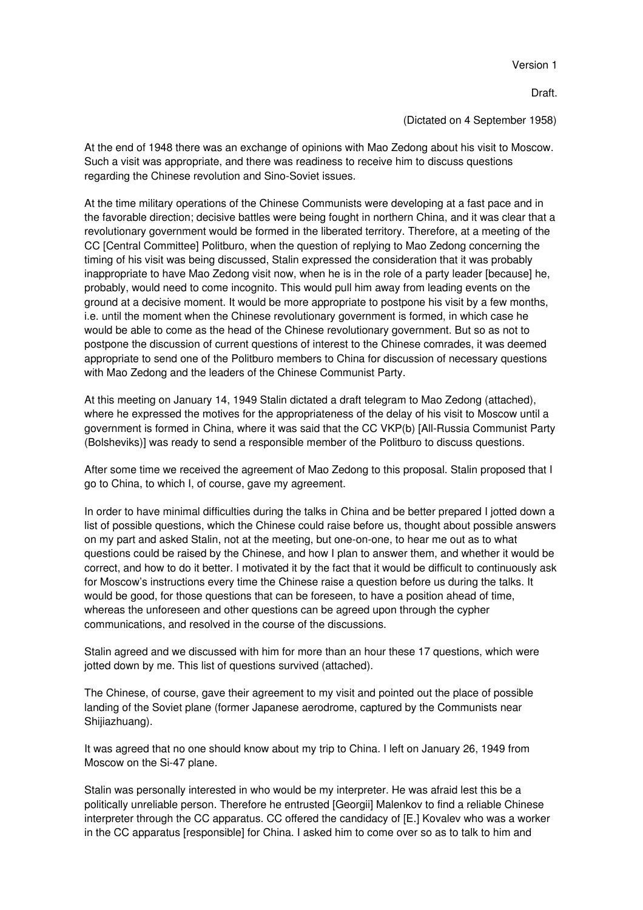Version 1

Draft.

(Dictated on 4 September 1958)

At the end of 1948 there was an exchange of opinions with Mao Zedong about his visit to Moscow. Such a visit was appropriate, and there was readiness to receive him to discuss questions regarding the Chinese revolution and Sino-Soviet issues.

At the time military operations of the Chinese Communists were developing at a fast pace and in the favorable direction; decisive battles were being fought in northern China, and it was clear that a revolutionary government would be formed in the liberated territory. Therefore, at a meeting of the CC [Central Committee] Politburo, when the question of replying to Mao Zedong concerning the timing of his visit was being discussed, Stalin expressed the consideration that it was probably inappropriate to have Mao Zedong visit now, when he is in the role of a party leader [because] he, probably, would need to come incognito. This would pull him away from leading events on the ground at a decisive moment. It would be more appropriate to postpone his visit by a few months, i.e. until the moment when the Chinese revolutionary government is formed, in which case he would be able to come as the head of the Chinese revolutionary government. But so as not to postpone the discussion of current questions of interest to the Chinese comrades, it was deemed appropriate to send one of the Politburo members to China for discussion of necessary questions with Mao Zedong and the leaders of the Chinese Communist Party.

At this meeting on January 14, 1949 Stalin dictated a draft telegram to Mao Zedong (attached), where he expressed the motives for the appropriateness of the delay of his visit to Moscow until a government is formed in China, where it was said that the CC VKP(b) [All-Russia Communist Party (Bolsheviks)] was ready to send a responsible member of the Politburo to discuss questions.

After some time we received the agreement of Mao Zedong to this proposal. Stalin proposed that I go to China, to which I, of course, gave my agreement.

In order to have minimal difficulties during the talks in China and be better prepared I jotted down a list of possible questions, which the Chinese could raise before us, thought about possible answers on my part and asked Stalin, not at the meeting, but one-on-one, to hear me out as to what questions could be raised by the Chinese, and how I plan to answer them, and whether it would be correct, and how to do it better. I motivated it by the fact that it would be difficult to continuously ask for Moscow's instructions every time the Chinese raise a question before us during the talks. It would be good, for those questions that can be foreseen, to have a position ahead of time, whereas the unforeseen and other questions can be agreed upon through the cypher communications, and resolved in the course of the discussions.

Stalin agreed and we discussed with him for more than an hour these 17 questions, which were jotted down by me. This list of questions survived (attached).

The Chinese, of course, gave their agreement to my visit and pointed out the place of possible landing of the Soviet plane (former Japanese aerodrome, captured by the Communists near Shijiazhuang).

It was agreed that no one should know about my trip to China. I left on January 26, 1949 from Moscow on the Si-47 plane.

Stalin was personally interested in who would be my interpreter. He was afraid lest this be a politically unreliable person. Therefore he entrusted [Georgii] Malenkov to find a reliable Chinese interpreter through the CC apparatus. CC offered the candidacy of [E.] Kovalev who was a worker in the CC apparatus [responsible] for China. I asked him to come over so as to talk to him and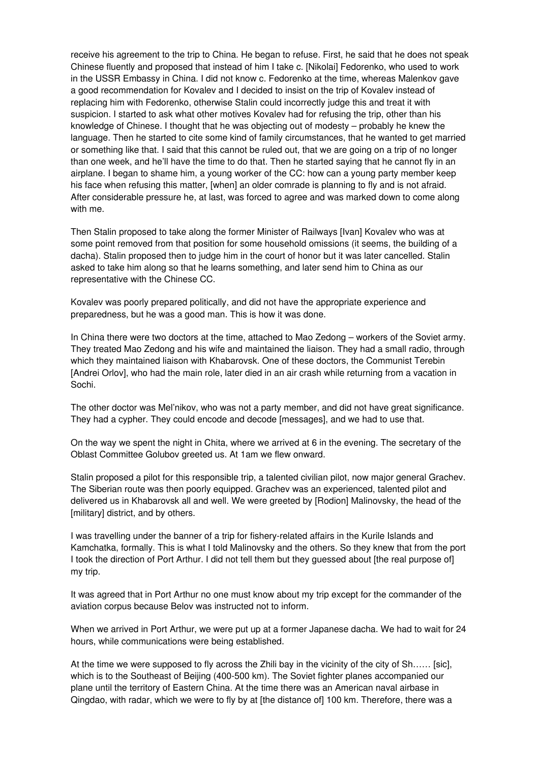receive his agreement to the trip to China. He began to refuse. First, he said that he does not speak Chinese fluently and proposed that instead of him I take c. [Nikolai] Fedorenko, who used to work in the USSR Embassy in China. I did not know c. Fedorenko at the time, whereas Malenkov gave a good recommendation for Kovalev and I decided to insist on the trip of Kovalev instead of replacing him with Fedorenko, otherwise Stalin could incorrectly judge this and treat it with suspicion. I started to ask what other motives Kovalev had for refusing the trip, other than his knowledge of Chinese. I thought that he was objecting out of modesty – probably he knew the language. Then he started to cite some kind of family circumstances, that he wanted to get married or something like that. I said that this cannot be ruled out, that we are going on a trip of no longer than one week, and he'll have the time to do that. Then he started saying that he cannot fly in an airplane. I began to shame him, a young worker of the CC: how can a young party member keep his face when refusing this matter, [when] an older comrade is planning to fly and is not afraid. After considerable pressure he, at last, was forced to agree and was marked down to come along with me.

Then Stalin proposed to take along the former Minister of Railways [Ivan] Kovalev who was at some point removed from that position for some household omissions (it seems, the building of a dacha). Stalin proposed then to judge him in the court of honor but it was later cancelled. Stalin asked to take him along so that he learns something, and later send him to China as our representative with the Chinese CC.

Kovalev was poorly prepared politically, and did not have the appropriate experience and preparedness, but he was a good man. This is how it was done.

In China there were two doctors at the time, attached to Mao Zedong – workers of the Soviet army. They treated Mao Zedong and his wife and maintained the liaison. They had a small radio, through which they maintained liaison with Khabarovsk. One of these doctors, the Communist Terebin [Andrei Orlov], who had the main role, later died in an air crash while returning from a vacation in Sochi.

The other doctor was Mel'nikov, who was not a party member, and did not have great significance. They had a cypher. They could encode and decode [messages], and we had to use that.

On the way we spent the night in Chita, where we arrived at 6 in the evening. The secretary of the Oblast Committee Golubov greeted us. At 1am we flew onward.

Stalin proposed a pilot for this responsible trip, a talented civilian pilot, now major general Grachev. The Siberian route was then poorly equipped. Grachev was an experienced, talented pilot and delivered us in Khabarovsk all and well. We were greeted by [Rodion] Malinovsky, the head of the [military] district, and by others.

I was travelling under the banner of a trip for fishery-related affairs in the Kurile Islands and Kamchatka, formally. This is what I told Malinovsky and the others. So they knew that from the port I took the direction of Port Arthur. I did not tell them but they guessed about [the real purpose of] my trip.

It was agreed that in Port Arthur no one must know about my trip except for the commander of the aviation corpus because Belov was instructed not to inform.

When we arrived in Port Arthur, we were put up at a former Japanese dacha. We had to wait for 24 hours, while communications were being established.

At the time we were supposed to fly across the Zhili bay in the vicinity of the city of Sh…… [sic], which is to the Southeast of Beijing (400-500 km). The Soviet fighter planes accompanied our plane until the territory of Eastern China. At the time there was an American naval airbase in Qingdao, with radar, which we were to fly by at [the distance of] 100 km. Therefore, there was a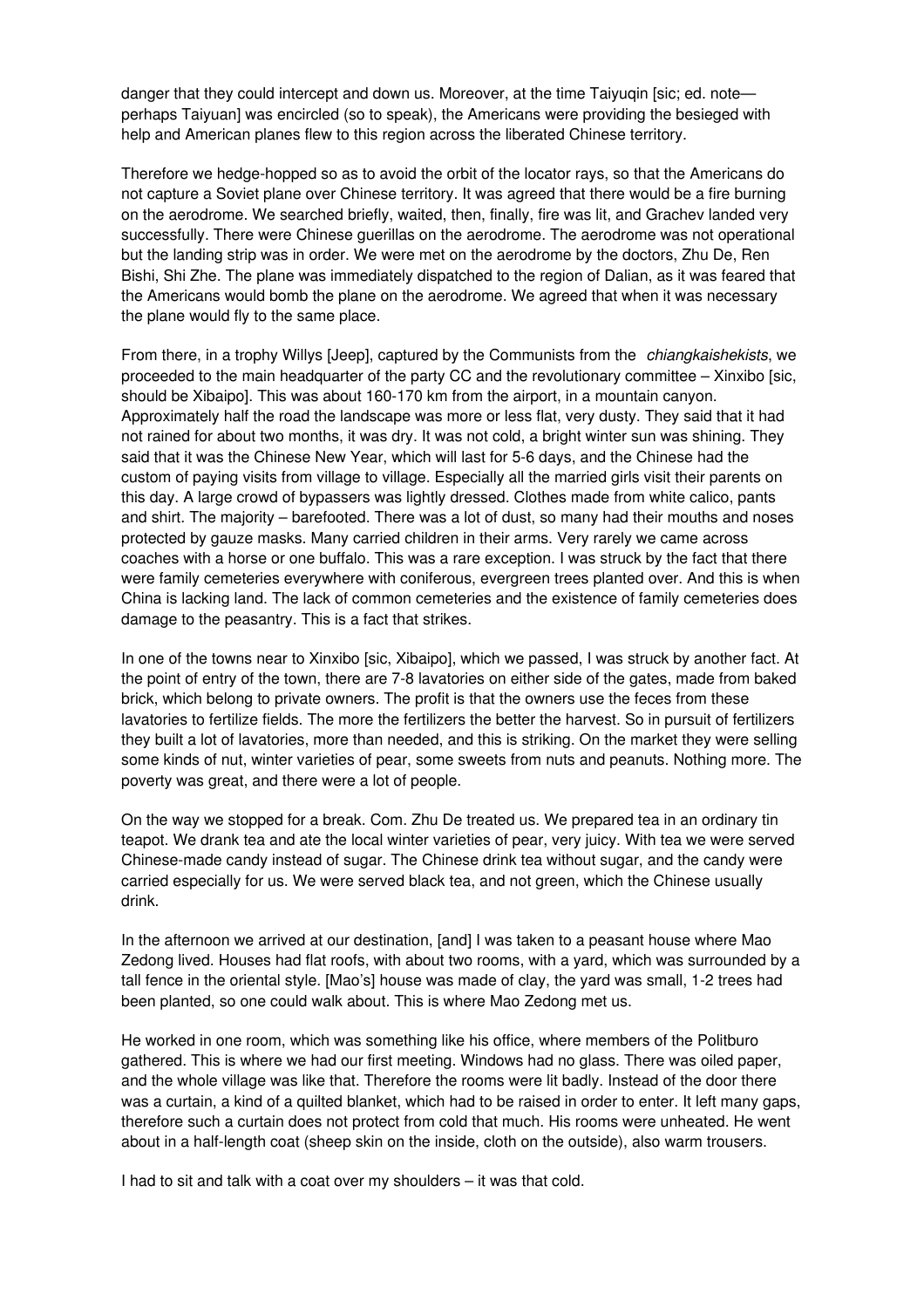danger that they could intercept and down us. Moreover, at the time Taiyuqin [sic; ed. note—perhaps Taiyuan] was encircled (so to speak), the Americans were providing the besieged with help and American planes flew to this region across the liberated Chinese territory.

Therefore we hedge-hopped so as to avoid the orbit of the locator rays, so that the Americans do not capture a Soviet plane over Chinese territory. It was agreed that there would be a fire burning on the aerodrome. We searched briefly, waited, then, finally, fire was lit, and Grachev landed very successfully. There were Chinese guerillas on the aerodrome. The aerodrome was not operational but the landing strip was in order. We were met on the aerodrome by the doctors, Zhu De, Ren Bishi, Shi Zhe. The plane was immediately dispatched to the region of Dalian, as it was feared that the Americans would bomb the plane on the aerodrome. We agreed that when it was necessary the plane would fly to the same place.

From there, in a trophy Willys [Jeep], captured by the Communists from the *chiangkaishekists*, we proceeded to the main headquarter of the party CC and the revolutionary committee – Xinxibo [sic, should be Xibaipo]. This was about 160-170 km from the airport, in a mountain canyon. Approximately half the road the landscape was more or less flat, very dusty. They said that it had not rained for about two months, it was dry. It was not cold, a bright winter sun was shining. They said that it was the Chinese New Year, which will last for 5-6 days, and the Chinese had the custom of paying visits from village to village. Especially all the married girls visit their parents on this day. A large crowd of bypassers was lightly dressed. Clothes made from white calico, pants and shirt. The majority – barefooted. There was a lot of dust, so many had their mouths and noses protected by gauze masks. Many carried children in their arms. Very rarely we came across coaches with a horse or one buffalo. This was a rare exception. I was struck by the fact that there were family cemeteries everywhere with coniferous, evergreen trees planted over. And this is when China is lacking land. The lack of common cemeteries and the existence of family cemeteries does damage to the peasantry. This is a fact that strikes.

In one of the towns near to Xinxibo [sic, Xibaipo], which we passed, I was struck by another fact. At the point of entry of the town, there are 7-8 lavatories on either side of the gates, made from baked brick, which belong to private owners. The profit is that the owners use the feces from these lavatories to fertilize fields. The more the fertilizers the better the harvest. So in pursuit of fertilizers they built a lot of lavatories, more than needed, and this is striking. On the market they were selling some kinds of nut, winter varieties of pear, some sweets from nuts and peanuts. Nothing more. The poverty was great, and there were a lot of people.

On the way we stopped for a break. Com. Zhu De treated us. We prepared tea in an ordinary tin teapot. We drank tea and ate the local winter varieties of pear, very juicy. With tea we were served Chinese-made candy instead of sugar. The Chinese drink tea without sugar, and the candy were carried especially for us. We were served black tea, and not green, which the Chinese usually drink.

In the afternoon we arrived at our destination, [and] I was taken to a peasant house where Mao Zedong lived. Houses had flat roofs, with about two rooms, with a yard, which was surrounded by a tall fence in the oriental style. [Mao's] house was made of clay, the yard was small, 1-2 trees had been planted, so one could walk about. This is where Mao Zedong met us.

He worked in one room, which was something like his office, where members of the Politburo gathered. This is where we had our first meeting. Windows had no glass. There was oiled paper, and the whole village was like that. Therefore the rooms were lit badly. Instead of the door there was a curtain, a kind of a quilted blanket, which had to be raised in order to enter. It left many gaps, therefore such a curtain does not protect from cold that much. His rooms were unheated. He went about in a half-length coat (sheep skin on the inside, cloth on the outside), also warm trousers.

I had to sit and talk with a coat over my shoulders – it was that cold.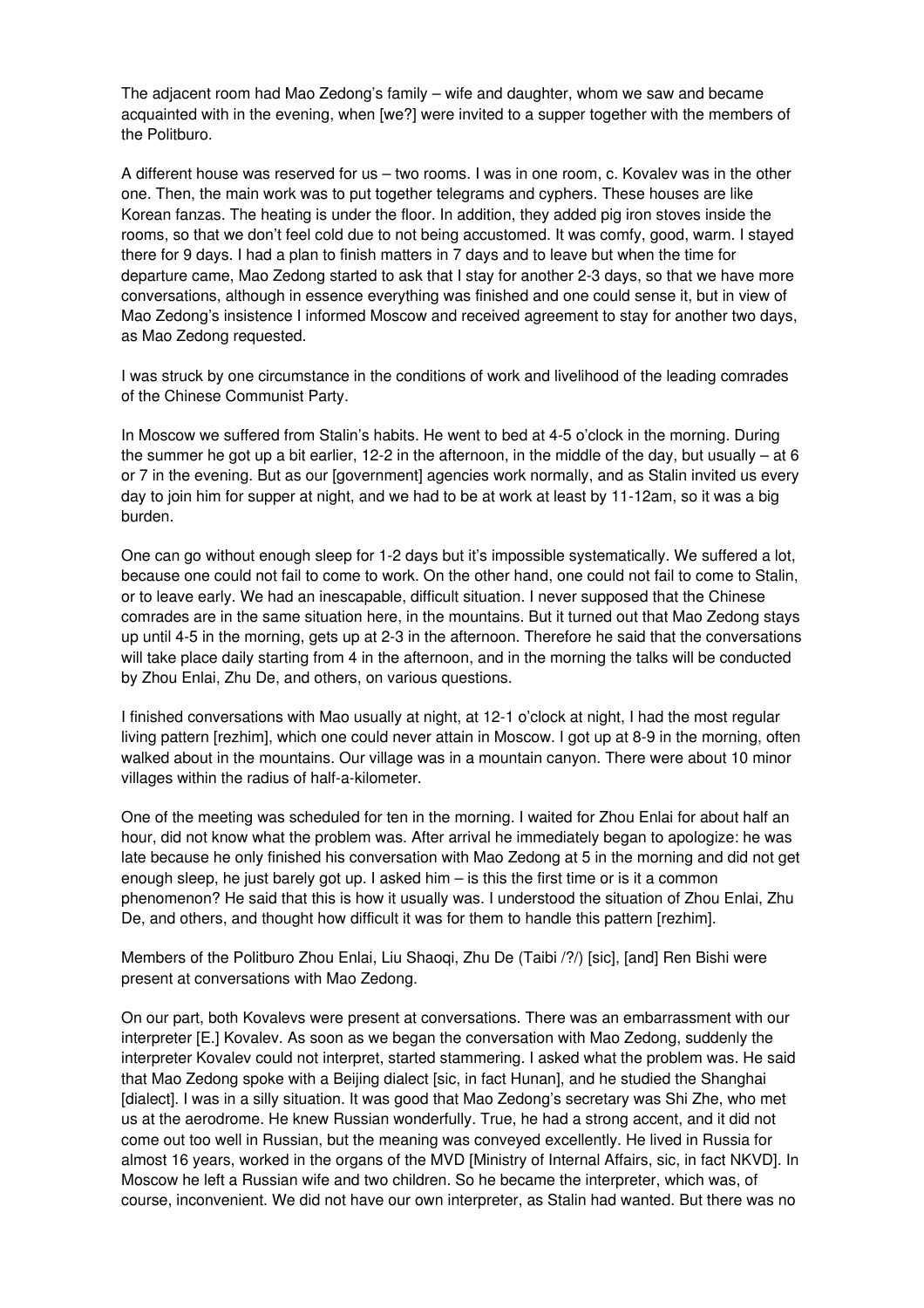The adjacent room had Mao Zedong's family – wife and daughter, whom we saw and became acquainted with in the evening, when [we?] were invited to a supper together with the members of the Politburo.

A different house was reserved for us – two rooms. I was in one room, c. Kovalev was in the other one. Then, the main work was to put together telegrams and cyphers. These houses are like Korean fanzas. The heating is under the floor. In addition, they added pig iron stoves inside the rooms, so that we don't feel cold due to not being accustomed. It was comfy, good, warm. I stayed there for 9 days. I had a plan to finish matters in 7 days and to leave but when the time for departure came, Mao Zedong started to ask that I stay for another 2-3 days, so that we have more conversations, although in essence everything was finished and one could sense it, but in view of Mao Zedong's insistence I informed Moscow and received agreement to stay for another two days, as Mao Zedong requested.

I was struck by one circumstance in the conditions of work and livelihood of the leading comrades of the Chinese Communist Party.

In Moscow we suffered from Stalin's habits. He went to bed at 4-5 o'clock in the morning. During the summer he got up a bit earlier, 12-2 in the afternoon, in the middle of the day, but usually – at 6 or 7 in the evening. But as our [government] agencies work normally, and as Stalin invited us every day to join him for supper at night, and we had to be at work at least by 11-12am, so it was a big burden.

One can go without enough sleep for 1-2 days but it's impossible systematically. We suffered a lot, because one could not fail to come to work. On the other hand, one could not fail to come to Stalin, or to leave early. We had an inescapable, difficult situation. I never supposed that the Chinese comrades are in the same situation here, in the mountains. But it turned out that Mao Zedong stays up until 4-5 in the morning, gets up at 2-3 in the afternoon. Therefore he said that the conversations will take place daily starting from 4 in the afternoon, and in the morning the talks will be conducted by Zhou Enlai, Zhu De, and others, on various questions.

I finished conversations with Mao usually at night, at 12-1 o'clock at night, I had the most regular living pattern [rezhim], which one could never attain in Moscow. I got up at 8-9 in the morning, often walked about in the mountains. Our village was in a mountain canyon. There were about 10 minor villages within the radius of half-a-kilometer.

One of the meeting was scheduled for ten in the morning. I waited for Zhou Enlai for about half an hour, did not know what the problem was. After arrival he immediately began to apologize: he was late because he only finished his conversation with Mao Zedong at 5 in the morning and did not get enough sleep, he just barely got up. I asked him – is this the first time or is it a common phenomenon? He said that this is how it usually was. I understood the situation of Zhou Enlai, Zhu De, and others, and thought how difficult it was for them to handle this pattern [rezhim].

Members of the Politburo Zhou Enlai, Liu Shaoqi, Zhu De (Taibi /?/) [sic], [and] Ren Bishi were present at conversations with Mao Zedong.

On our part, both Kovalevs were present at conversations. There was an embarrassment with our interpreter [E.] Kovalev. As soon as we began the conversation with Mao Zedong, suddenly the interpreter Kovalev could not interpret, started stammering. I asked what the problem was. He said that Mao Zedong spoke with a Beijing dialect [sic, in fact Hunan], and he studied the Shanghai [dialect]. I was in a silly situation. It was good that Mao Zedong's secretary was Shi Zhe, who met us at the aerodrome. He knew Russian wonderfully. True, he had a strong accent, and it did not come out too well in Russian, but the meaning was conveyed excellently. He lived in Russia for almost 16 years, worked in the organs of the MVD [Ministry of Internal Affairs, sic, in fact NKVD]. In Moscow he left a Russian wife and two children. So he became the interpreter, which was, of course, inconvenient. We did not have our own interpreter, as Stalin had wanted. But there was no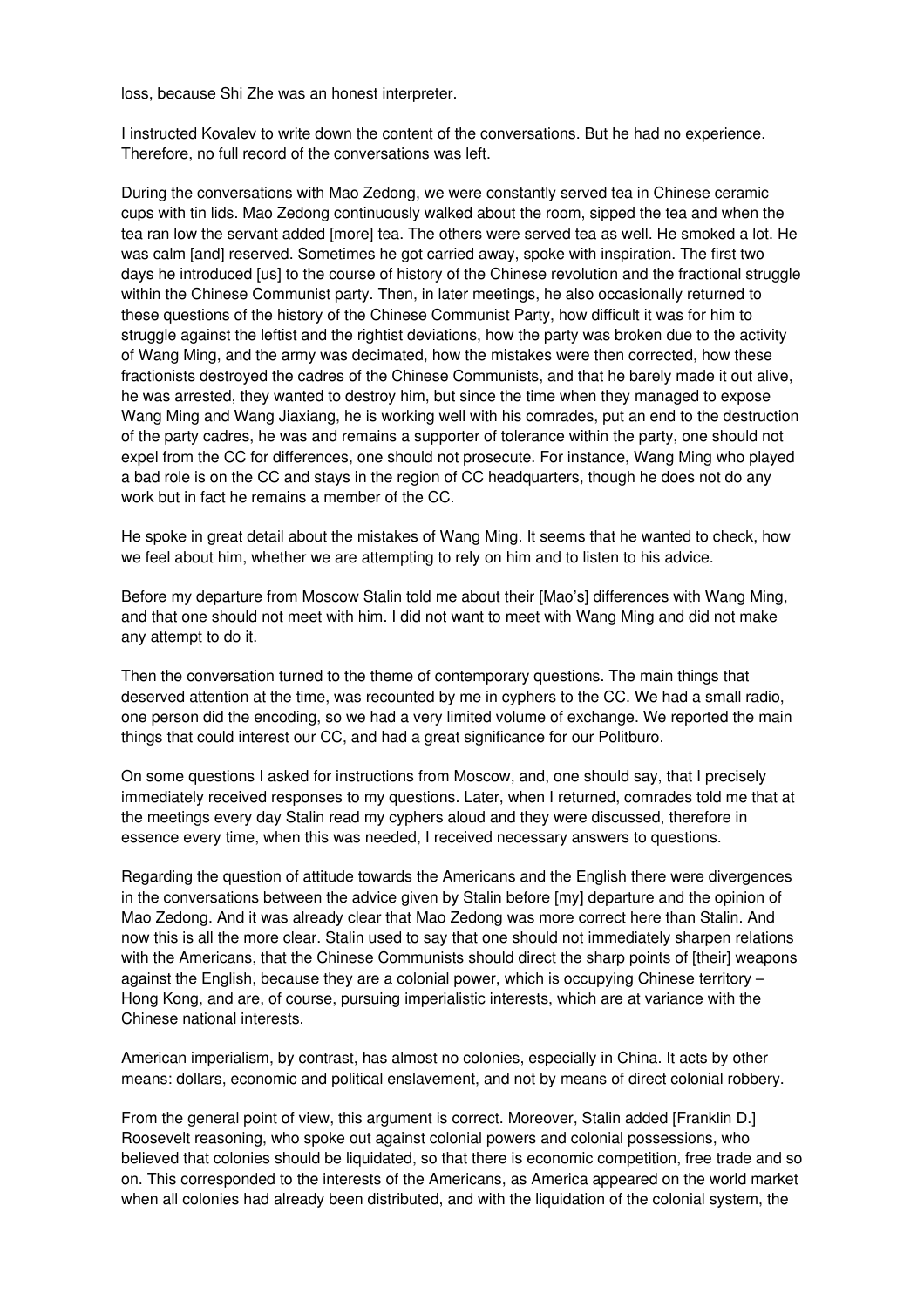loss, because Shi Zhe was an honest interpreter.

I instructed Kovalev to write down the content of the conversations. But he had no experience. Therefore, no full record of the conversations was left.

During the conversations with Mao Zedong, we were constantly served tea in Chinese ceramic cups with tin lids. Mao Zedong continuously walked about the room, sipped the tea and when the tea ran low the servant added [more] tea. The others were served tea as well. He smoked a lot. He was calm [and] reserved. Sometimes he got carried away, spoke with inspiration. The first two days he introduced [us] to the course of history of the Chinese revolution and the fractional struggle within the Chinese Communist party. Then, in later meetings, he also occasionally returned to these questions of the history of the Chinese Communist Party, how difficult it was for him to struggle against the leftist and the rightist deviations, how the party was broken due to the activity of Wang Ming, and the army was decimated, how the mistakes were then corrected, how these fractionists destroyed the cadres of the Chinese Communists, and that he barely made it out alive, he was arrested, they wanted to destroy him, but since the time when they managed to expose Wang Ming and Wang Jiaxiang, he is working well with his comrades, put an end to the destruction of the party cadres, he was and remains a supporter of tolerance within the party, one should not expel from the CC for differences, one should not prosecute. For instance, Wang Ming who played a bad role is on the CC and stays in the region of CC headquarters, though he does not do any work but in fact he remains a member of the CC.

He spoke in great detail about the mistakes of Wang Ming. It seems that he wanted to check, how we feel about him, whether we are attempting to rely on him and to listen to his advice.

Before my departure from Moscow Stalin told me about their [Mao's] differences with Wang Ming, and that one should not meet with him. I did not want to meet with Wang Ming and did not make any attempt to do it.

Then the conversation turned to the theme of contemporary questions. The main things that deserved attention at the time, was recounted by me in cyphers to the CC. We had a small radio, one person did the encoding, so we had a very limited volume of exchange. We reported the main things that could interest our CC, and had a great significance for our Politburo.

On some questions I asked for instructions from Moscow, and, one should say, that I precisely immediately received responses to my questions. Later, when I returned, comrades told me that at the meetings every day Stalin read my cyphers aloud and they were discussed, therefore in essence every time, when this was needed, I received necessary answers to questions.

Regarding the question of attitude towards the Americans and the English there were divergences in the conversations between the advice given by Stalin before [my] departure and the opinion of Mao Zedong. And it was already clear that Mao Zedong was more correct here than Stalin. And now this is all the more clear. Stalin used to say that one should not immediately sharpen relations with the Americans, that the Chinese Communists should direct the sharp points of [their] weapons against the English, because they are a colonial power, which is occupying Chinese territory – Hong Kong, and are, of course, pursuing imperialistic interests, which are at variance with the Chinese national interests.

American imperialism, by contrast, has almost no colonies, especially in China. It acts by other means: dollars, economic and political enslavement, and not by means of direct colonial robbery.

From the general point of view, this argument is correct. Moreover, Stalin added [Franklin D.] Roosevelt reasoning, who spoke out against colonial powers and colonial possessions, who believed that colonies should be liquidated, so that there is economic competition, free trade and so on. This corresponded to the interests of the Americans, as America appeared on the world market when all colonies had already been distributed, and with the liquidation of the colonial system, the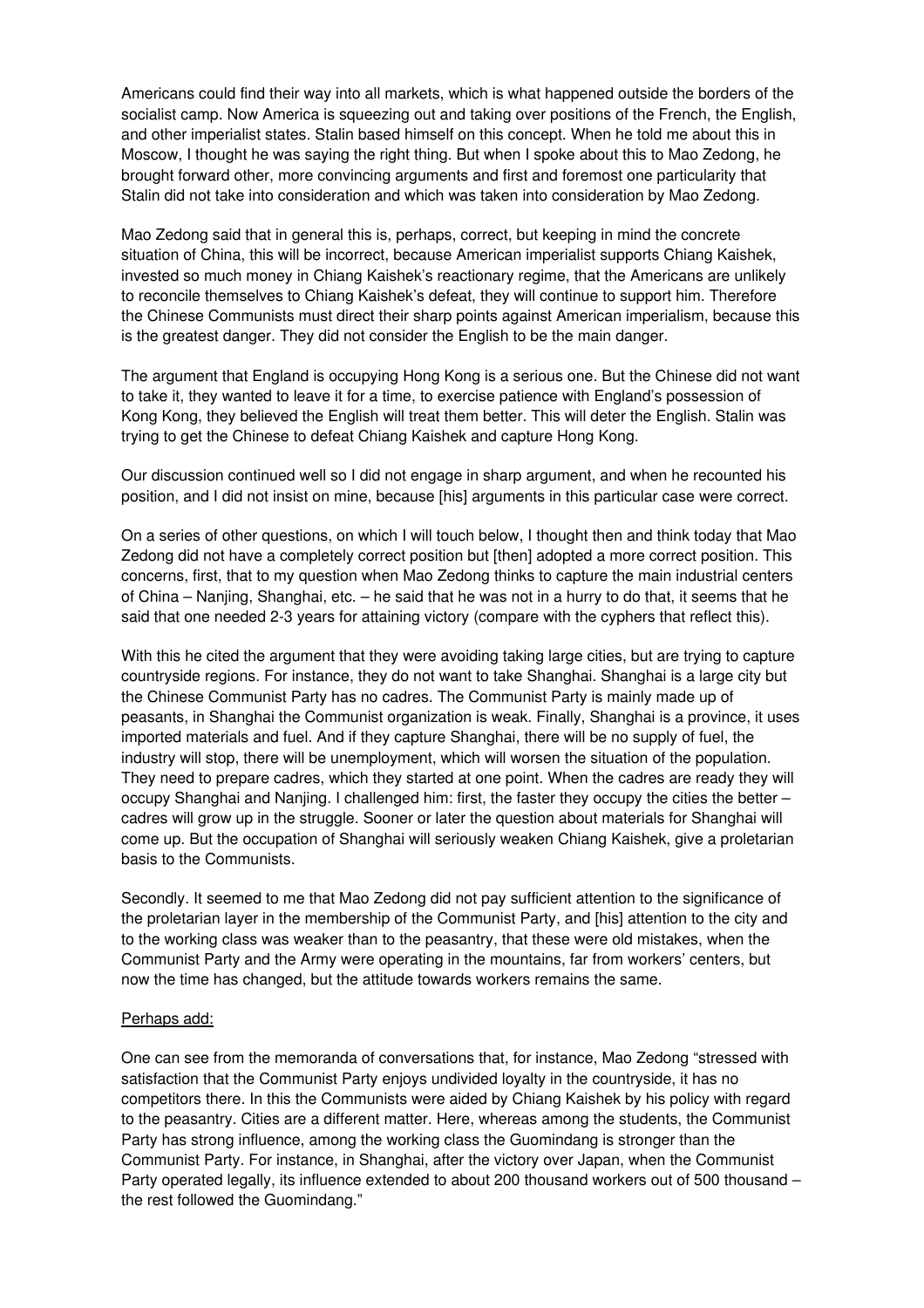Americans could find their way into all markets, which is what happened outside the borders of the socialist camp. Now America is squeezing out and taking over positions of the French, the English, and other imperialist states. Stalin based himself on this concept. When he told me about this in Moscow, I thought he was saying the right thing. But when I spoke about this to Mao Zedong, he brought forward other, more convincing arguments and first and foremost one particularity that Stalin did not take into consideration and which was taken into consideration by Mao Zedong.

Mao Zedong said that in general this is, perhaps, correct, but keeping in mind the concrete situation of China, this will be incorrect, because American imperialist supports Chiang Kaishek, invested so much money in Chiang Kaishek's reactionary regime, that the Americans are unlikely to reconcile themselves to Chiang Kaishek's defeat, they will continue to support him. Therefore the Chinese Communists must direct their sharp points against American imperialism, because this is the greatest danger. They did not consider the English to be the main danger.

The argument that England is occupying Hong Kong is a serious one. But the Chinese did not want to take it, they wanted to leave it for a time, to exercise patience with England's possession of Kong Kong, they believed the English will treat them better. This will deter the English. Stalin was trying to get the Chinese to defeat Chiang Kaishek and capture Hong Kong.

Our discussion continued well so I did not engage in sharp argument, and when he recounted his position, and I did not insist on mine, because [his] arguments in this particular case were correct.

On a series of other questions, on which I will touch below, I thought then and think today that Mao Zedong did not have a completely correct position but [then] adopted a more correct position. This concerns, first, that to my question when Mao Zedong thinks to capture the main industrial centers of China – Nanjing, Shanghai, etc. – he said that he was not in a hurry to do that, it seems that he said that one needed 2-3 years for attaining victory (compare with the cyphers that reflect this).

With this he cited the argument that they were avoiding taking large cities, but are trying to capture countryside regions. For instance, they do not want to take Shanghai. Shanghai is a large city but the Chinese Communist Party has no cadres. The Communist Party is mainly made up of peasants, in Shanghai the Communist organization is weak. Finally, Shanghai is a province, it uses imported materials and fuel. And if they capture Shanghai, there will be no supply of fuel, the industry will stop, there will be unemployment, which will worsen the situation of the population. They need to prepare cadres, which they started at one point. When the cadres are ready they will occupy Shanghai and Nanjing. I challenged him: first, the faster they occupy the cities the better – cadres will grow up in the struggle. Sooner or later the question about materials for Shanghai will come up. But the occupation of Shanghai will seriously weaken Chiang Kaishek, give a proletarian basis to the Communists.

Secondly. It seemed to me that Mao Zedong did not pay sufficient attention to the significance of the proletarian layer in the membership of the Communist Party, and [his] attention to the city and to the working class was weaker than to the peasantry, that these were old mistakes, when the Communist Party and the Army were operating in the mountains, far from workers' centers, but now the time has changed, but the attitude towards workers remains the same.

<u>Perhaps add:</u>

One can see from the memoranda of conversations that, for instance, Mao Zedong "stressed with satisfaction that the Communist Party enjoys undivided loyalty in the countryside, it has no competitors there. In this the Communists were aided by Chiang Kaishek by his policy with regard to the peasantry. Cities are a different matter. Here, whereas among the students, the Communist Party has strong influence, among the working class the Guomindang is stronger than the Communist Party. For instance, in Shanghai, after the victory over Japan, when the Communist Party operated legally, its influence extended to about 200 thousand workers out of 500 thousand – the rest followed the Guomindang."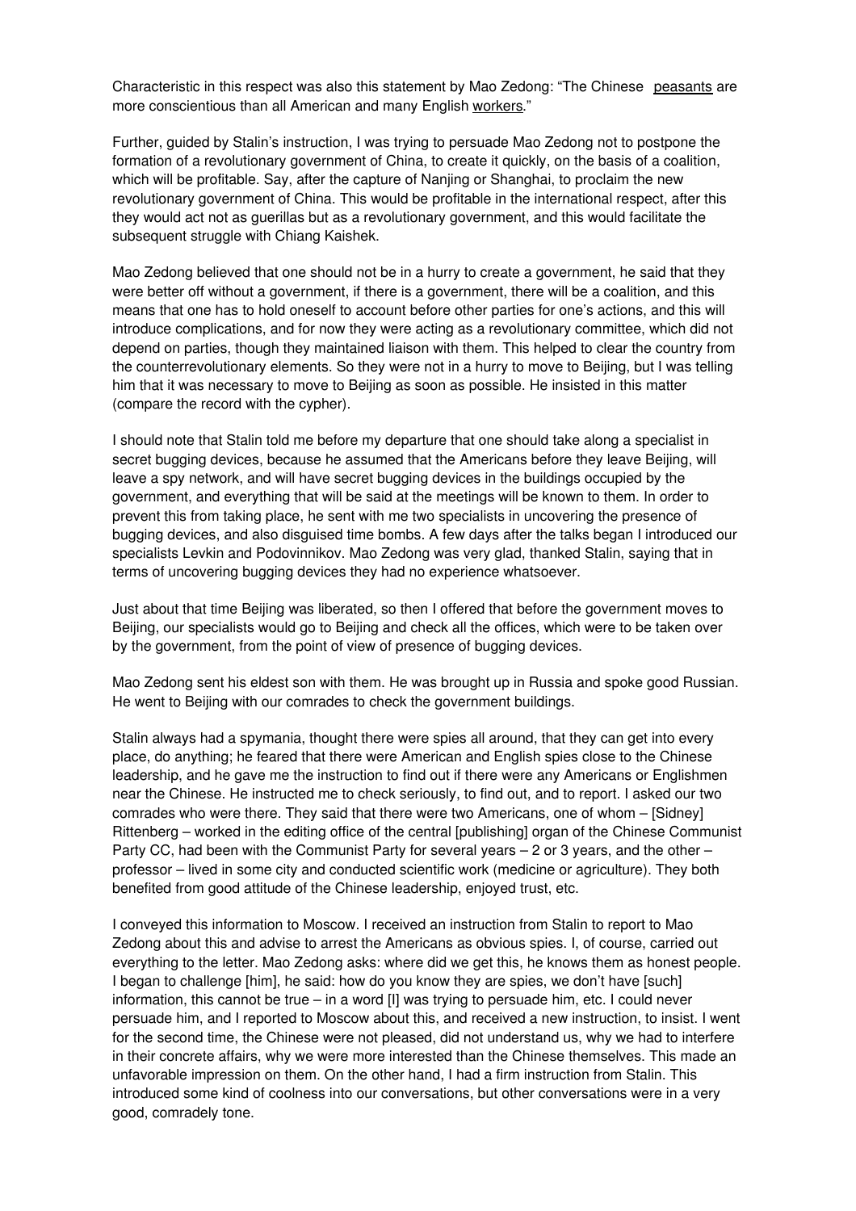Characteristic in this respect was also this statement by Mao Zedong: “The Chinese peasants are more conscientious than all American and many English workers.”

Further, guided by Stalin’s instruction, I was trying to persuade Mao Zedong not to postpone the formation of a revolutionary government of China, to create it quickly, on the basis of a coalition, which will be profitable. Say, after the capture of Nanjing or Shanghai, to proclaim the new revolutionary government of China. This would be profitable in the international respect, after this they would act not as guerillas but as a revolutionary government, and this would facilitate the subsequent struggle with Chiang Kaishek.

Mao Zedong believed that one should not be in a hurry to create a government, he said that they were better off without a government, if there is a government, there will be a coalition, and this means that one has to hold oneself to account before other parties for one’s actions, and this will introduce complications, and for now they were acting as a revolutionary committee, which did not depend on parties, though they maintained liaison with them. This helped to clear the country from the counterrevolutionary elements. So they were not in a hurry to move to Beijing, but I was telling him that it was necessary to move to Beijing as soon as possible. He insisted in this matter (compare the record with the cypher).

I should note that Stalin told me before my departure that one should take along a specialist in secret bugging devices, because he assumed that the Americans before they leave Beijing, will leave a spy network, and will have secret bugging devices in the buildings occupied by the government, and everything that will be said at the meetings will be known to them. In order to prevent this from taking place, he sent with me two specialists in uncovering the presence of bugging devices, and also disguised time bombs. A few days after the talks began I introduced our specialists Levkin and Podovinnikov. Mao Zedong was very glad, thanked Stalin, saying that in terms of uncovering bugging devices they had no experience whatsoever.

Just about that time Beijing was liberated, so then I offered that before the government moves to Beijing, our specialists would go to Beijing and check all the offices, which were to be taken over by the government, from the point of view of presence of bugging devices.

Mao Zedong sent his eldest son with them. He was brought up in Russia and spoke good Russian. He went to Beijing with our comrades to check the government buildings.

Stalin always had a spymania, thought there were spies all around, that they can get into every place, do anything; he feared that there were American and English spies close to the Chinese leadership, and he gave me the instruction to find out if there were any Americans or Englishmen near the Chinese. He instructed me to check seriously, to find out, and to report. I asked our two comrades who were there. They said that there were two Americans, one of whom – [Sidney] Rittenberg – worked in the editing office of the central [publishing] organ of the Chinese Communist Party CC, had been with the Communist Party for several years – 2 or 3 years, and the other – professor – lived in some city and conducted scientific work (medicine or agriculture). They both benefited from good attitude of the Chinese leadership, enjoyed trust, etc.

I conveyed this information to Moscow. I received an instruction from Stalin to report to Mao Zedong about this and advise to arrest the Americans as obvious spies. I, of course, carried out everything to the letter. Mao Zedong asks: where did we get this, he knows them as honest people. I began to challenge [him], he said: how do you know they are spies, we don’t have [such] information, this cannot be true – in a word [I] was trying to persuade him, etc. I could never persuade him, and I reported to Moscow about this, and received a new instruction, to insist. I went for the second time, the Chinese were not pleased, did not understand us, why we had to interfere in their concrete affairs, why we were more interested than the Chinese themselves. This made an unfavorable impression on them. On the other hand, I had a firm instruction from Stalin. This introduced some kind of coolness into our conversations, but other conversations were in a very good, comradely tone.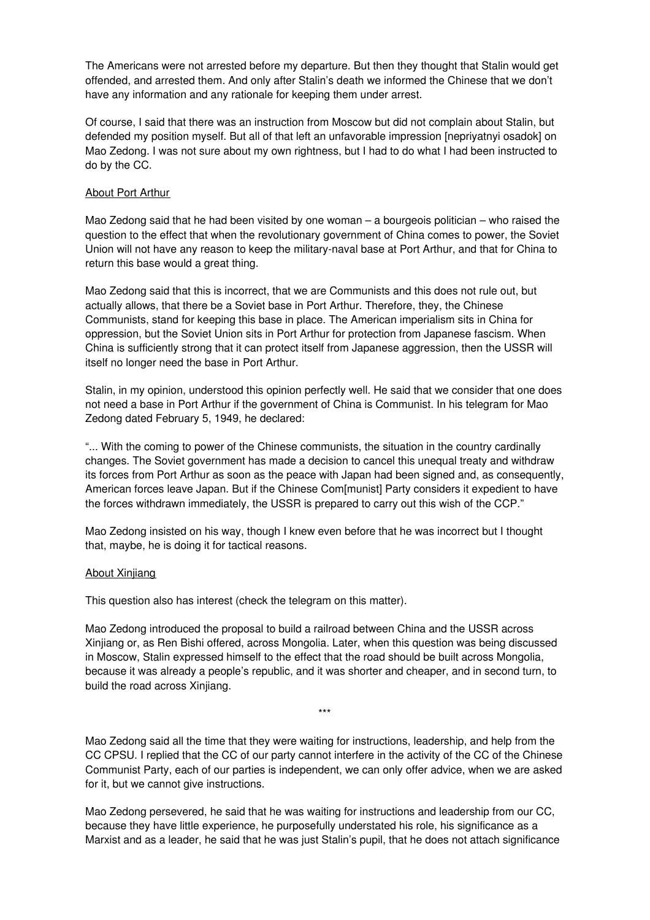The Americans were not arrested before my departure. But then they thought that Stalin would get offended, and arrested them. And only after Stalin's death we informed the Chinese that we don't have any information and any rationale for keeping them under arrest.

Of course, I said that there was an instruction from Moscow but did not complain about Stalin, but defended my position myself. But all of that left an unfavorable impression [nepriyatnyi osadok] on Mao Zedong. I was not sure about my own rightness, but I had to do what I had been instructed to do by the CC.

<u>About Port Arthur</u>

Mao Zedong said that he had been visited by one woman – a bourgeois politician – who raised the question to the effect that when the revolutionary government of China comes to power, the Soviet Union will not have any reason to keep the military-naval base at Port Arthur, and that for China to return this base would a great thing.

Mao Zedong said that this is incorrect, that we are Communists and this does not rule out, but actually allows, that there be a Soviet base in Port Arthur. Therefore, they, the Chinese Communists, stand for keeping this base in place. The American imperialism sits in China for oppression, but the Soviet Union sits in Port Arthur for protection from Japanese fascism. When China is sufficiently strong that it can protect itself from Japanese aggression, then the USSR will itself no longer need the base in Port Arthur.

Stalin, in my opinion, understood this opinion perfectly well. He said that we consider that one does not need a base in Port Arthur if the government of China is Communist. In his telegram for Mao Zedong dated February 5, 1949, he declared:

"... With the coming to power of the Chinese communists, the situation in the country cardinally changes. The Soviet government has made a decision to cancel this unequal treaty and withdraw its forces from Port Arthur as soon as the peace with Japan had been signed and, as consequently, American forces leave Japan. But if the Chinese Com[munist] Party considers it expedient to have the forces withdrawn immediately, the USSR is prepared to carry out this wish of the CCP."

Mao Zedong insisted on his way, though I knew even before that he was incorrect but I thought that, maybe, he is doing it for tactical reasons.

<u>About Xinjiang</u>

This question also has interest (check the telegram on this matter).

Mao Zedong introduced the proposal to build a railroad between China and the USSR across Xinjiang or, as Ren Bishi offered, across Mongolia. Later, when this question was being discussed in Moscow, Stalin expressed himself to the effect that the road should be built across Mongolia, because it was already a people's republic, and it was shorter and cheaper, and in second turn, to build the road across Xinjiang.

***

Mao Zedong said all the time that they were waiting for instructions, leadership, and help from the CC CPSU. I replied that the CC of our party cannot interfere in the activity of the CC of the Chinese Communist Party, each of our parties is independent, we can only offer advice, when we are asked for it, but we cannot give instructions.

Mao Zedong persevered, he said that he was waiting for instructions and leadership from our CC, because they have little experience, he purposefully understated his role, his significance as a Marxist and as a leader, he said that he was just Stalin's pupil, that he does not attach significance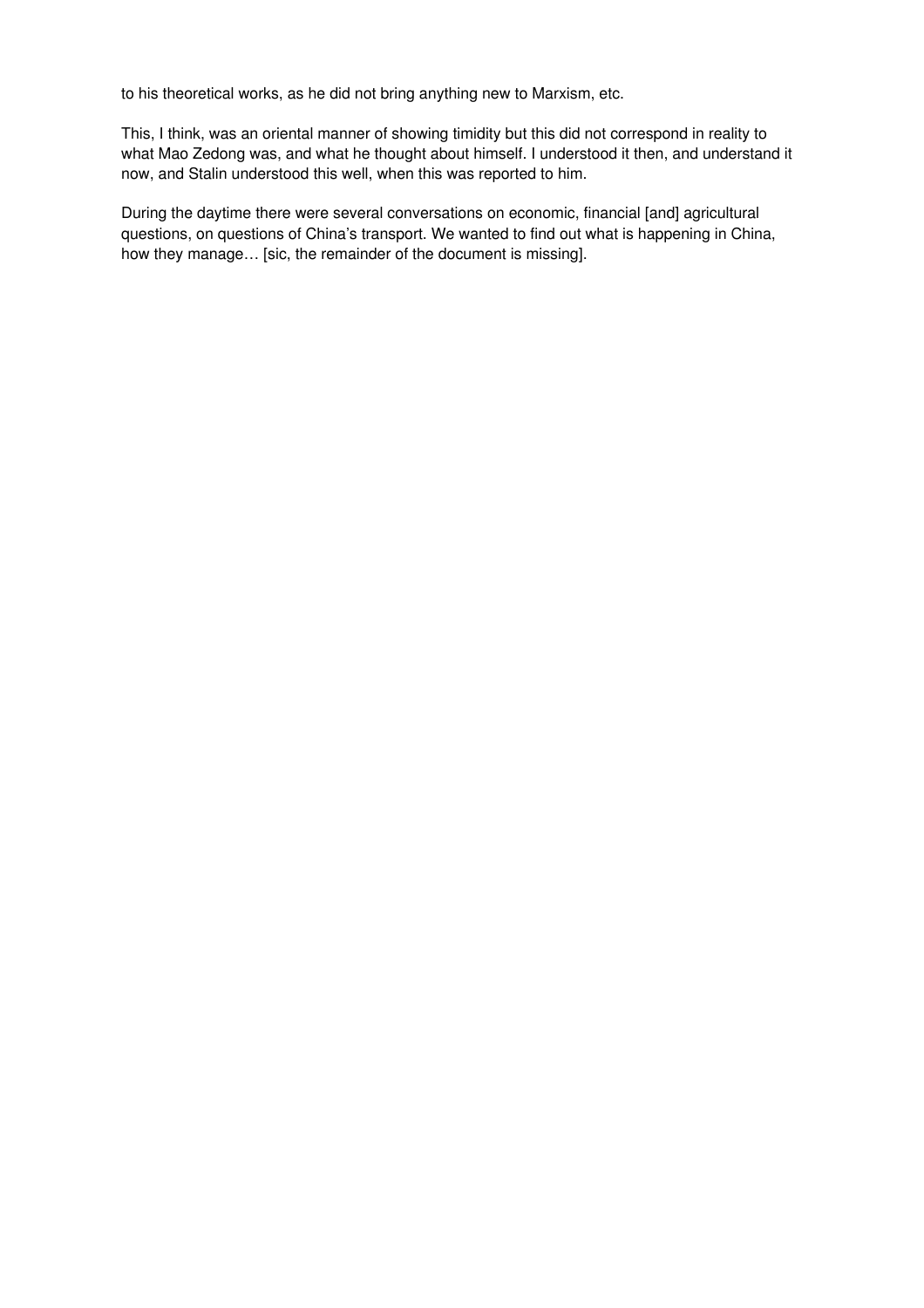to his theoretical works, as he did not bring anything new to Marxism, etc.

This, I think, was an oriental manner of showing timidity but this did not correspond in reality to what Mao Zedong was, and what he thought about himself. I understood it then, and understand it now, and Stalin understood this well, when this was reported to him.

During the daytime there were several conversations on economic, financial [and] agricultural questions, on questions of China's transport. We wanted to find out what is happening in China, how they manage… [sic, the remainder of the document is missing].